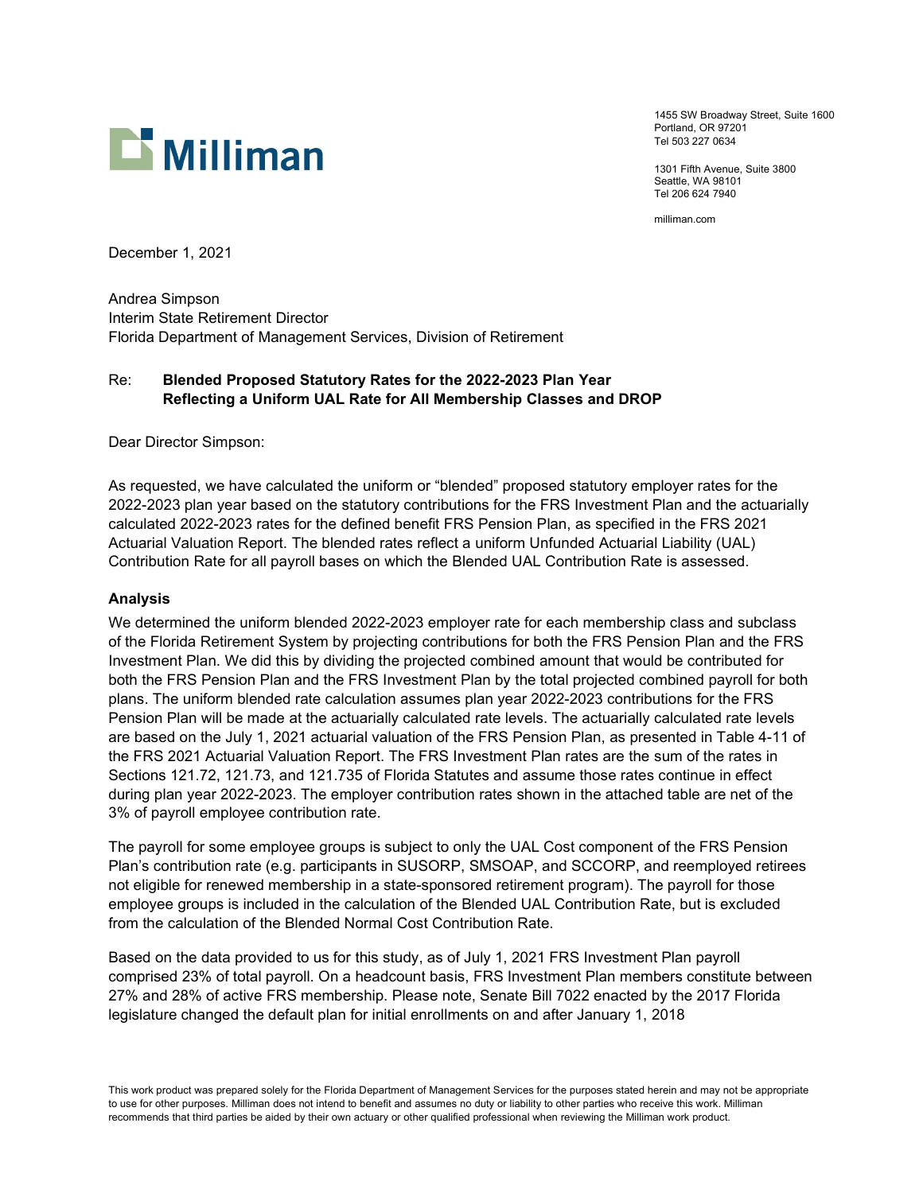Milliman

1455 SW Broadway Street, Suite 1600
Portland, OR 97201
Tel 503 227 0634

1301 Fifth Avenue, Suite 3800
Seattle, WA 98101
Tel 206 624 7940

milliman.com

December 1, 2021

Andrea Simpson
Interim State Retirement Director
Florida Department of Management Services, Division of Retirement

Re: **Blended Proposed Statutory Rates for the 2022-2023 Plan Year Reflecting a Uniform UAL Rate for All Membership Classes and DROP**

Dear Director Simpson:

As requested, we have calculated the uniform or "blended" proposed statutory employer rates for the 2022-2023 plan year based on the statutory contributions for the FRS Investment Plan and the actuarially calculated 2022-2023 rates for the defined benefit FRS Pension Plan, as specified in the FRS 2021 Actuarial Valuation Report. The blended rates reflect a uniform Unfunded Actuarial Liability (UAL) Contribution Rate for all payroll bases on which the Blended UAL Contribution Rate is assessed.

### Analysis

We determined the uniform blended 2022-2023 employer rate for each membership class and subclass of the Florida Retirement System by projecting contributions for both the FRS Pension Plan and the FRS Investment Plan. We did this by dividing the projected combined amount that would be contributed for both the FRS Pension Plan and the FRS Investment Plan by the total projected combined payroll for both plans. The uniform blended rate calculation assumes plan year 2022-2023 contributions for the FRS Pension Plan will be made at the actuarially calculated rate levels. The actuarially calculated rate levels are based on the July 1, 2021 actuarial valuation of the FRS Pension Plan, as presented in Table 4-11 of the FRS 2021 Actuarial Valuation Report. The FRS Investment Plan rates are the sum of the rates in Sections 121.72, 121.73, and 121.735 of Florida Statutes and assume those rates continue in effect during plan year 2022-2023. The employer contribution rates shown in the attached table are net of the 3% of payroll employee contribution rate.

The payroll for some employee groups is subject to only the UAL Cost component of the FRS Pension Plan's contribution rate (e.g. participants in SUSORP, SMSOAP, and SCCORP, and reemployed retirees not eligible for renewed membership in a state-sponsored retirement program). The payroll for those employee groups is included in the calculation of the Blended UAL Contribution Rate, but is excluded from the calculation of the Blended Normal Cost Contribution Rate.

Based on the data provided to us for this study, as of July 1, 2021 FRS Investment Plan payroll comprised 23% of total payroll. On a headcount basis, FRS Investment Plan members constitute between 27% and 28% of active FRS membership. Please note, Senate Bill 7022 enacted by the 2017 Florida legislature changed the default plan for initial enrollments on and after January 1, 2018

This work product was prepared solely for the Florida Department of Management Services for the purposes stated herein and may not be appropriate to use for other purposes. Milliman does not intend to benefit and assumes no duty or liability to other parties who receive this work. Milliman recommends that third parties be aided by their own actuary or other qualified professional when reviewing the Milliman work product.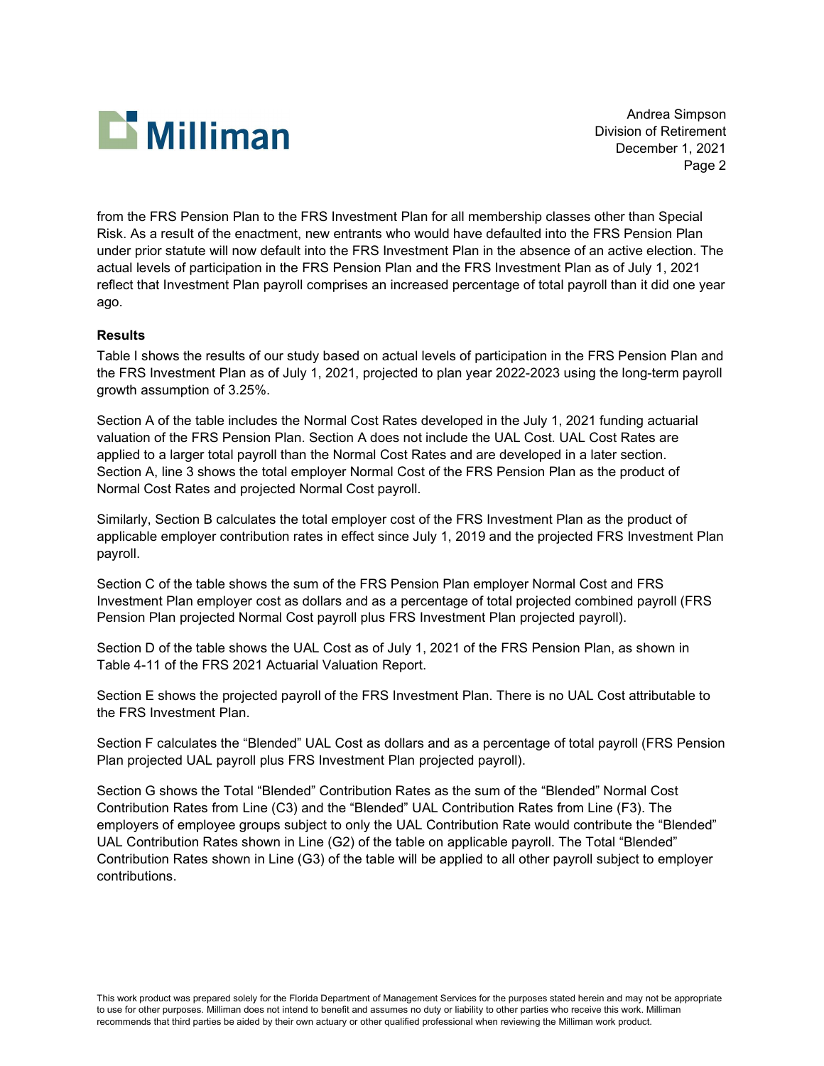from the FRS Pension Plan to the FRS Investment Plan for all membership classes other than Special Risk. As a result of the enactment, new entrants who would have defaulted into the FRS Pension Plan under prior statute will now default into the FRS Investment Plan in the absence of an active election. The actual levels of participation in the FRS Pension Plan and the FRS Investment Plan as of July 1, 2021 reflect that Investment Plan payroll comprises an increased percentage of total payroll than it did one year ago.

**Results**

Table I shows the results of our study based on actual levels of participation in the FRS Pension Plan and the FRS Investment Plan as of July 1, 2021, projected to plan year 2022-2023 using the long-term payroll growth assumption of 3.25%.

Section A of the table includes the Normal Cost Rates developed in the July 1, 2021 funding actuarial valuation of the FRS Pension Plan. Section A does not include the UAL Cost. UAL Cost Rates are applied to a larger total payroll than the Normal Cost Rates and are developed in a later section. Section A, line 3 shows the total employer Normal Cost of the FRS Pension Plan as the product of Normal Cost Rates and projected Normal Cost payroll.

Similarly, Section B calculates the total employer cost of the FRS Investment Plan as the product of applicable employer contribution rates in effect since July 1, 2019 and the projected FRS Investment Plan payroll.

Section C of the table shows the sum of the FRS Pension Plan employer Normal Cost and FRS Investment Plan employer cost as dollars and as a percentage of total projected combined payroll (FRS Pension Plan projected Normal Cost payroll plus FRS Investment Plan projected payroll).

Section D of the table shows the UAL Cost as of July 1, 2021 of the FRS Pension Plan, as shown in Table 4-11 of the FRS 2021 Actuarial Valuation Report.

Section E shows the projected payroll of the FRS Investment Plan. There is no UAL Cost attributable to the FRS Investment Plan.

Section F calculates the "Blended" UAL Cost as dollars and as a percentage of total payroll (FRS Pension Plan projected UAL payroll plus FRS Investment Plan projected payroll).

Section G shows the Total "Blended" Contribution Rates as the sum of the "Blended" Normal Cost Contribution Rates from Line (C3) and the "Blended" UAL Contribution Rates from Line (F3). The employers of employee groups subject to only the UAL Contribution Rate would contribute the "Blended" UAL Contribution Rates shown in Line (G2) of the table on applicable payroll. The Total "Blended" Contribution Rates shown in Line (G3) of the table will be applied to all other payroll subject to employer contributions.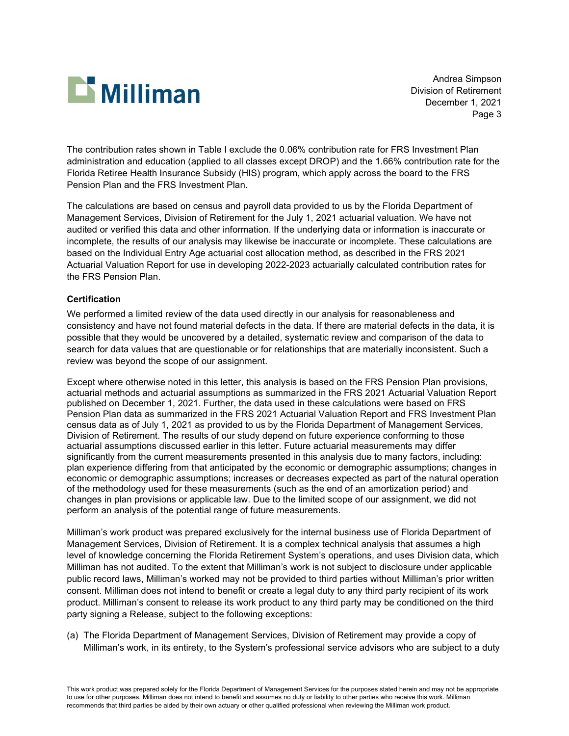The contribution rates shown in Table I exclude the 0.06% contribution rate for FRS Investment Plan administration and education (applied to all classes except DROP) and the 1.66% contribution rate for the Florida Retiree Health Insurance Subsidy (HIS) program, which apply across the board to the FRS Pension Plan and the FRS Investment Plan.

The calculations are based on census and payroll data provided to us by the Florida Department of Management Services, Division of Retirement for the July 1, 2021 actuarial valuation. We have not audited or verified this data and other information. If the underlying data or information is inaccurate or incomplete, the results of our analysis may likewise be inaccurate or incomplete. These calculations are based on the Individual Entry Age actuarial cost allocation method, as described in the FRS 2021 Actuarial Valuation Report for use in developing 2022-2023 actuarially calculated contribution rates for the FRS Pension Plan.

**Certification**

We performed a limited review of the data used directly in our analysis for reasonableness and consistency and have not found material defects in the data. If there are material defects in the data, it is possible that they would be uncovered by a detailed, systematic review and comparison of the data to search for data values that are questionable or for relationships that are materially inconsistent. Such a review was beyond the scope of our assignment.

Except where otherwise noted in this letter, this analysis is based on the FRS Pension Plan provisions, actuarial methods and actuarial assumptions as summarized in the FRS 2021 Actuarial Valuation Report published on December 1, 2021. Further, the data used in these calculations were based on FRS Pension Plan data as summarized in the FRS 2021 Actuarial Valuation Report and FRS Investment Plan census data as of July 1, 2021 as provided to us by the Florida Department of Management Services, Division of Retirement. The results of our study depend on future experience conforming to those actuarial assumptions discussed earlier in this letter. Future actuarial measurements may differ significantly from the current measurements presented in this analysis due to many factors, including: plan experience differing from that anticipated by the economic or demographic assumptions; changes in economic or demographic assumptions; increases or decreases expected as part of the natural operation of the methodology used for these measurements (such as the end of an amortization period) and changes in plan provisions or applicable law. Due to the limited scope of our assignment, we did not perform an analysis of the potential range of future measurements.

Milliman's work product was prepared exclusively for the internal business use of Florida Department of Management Services, Division of Retirement. It is a complex technical analysis that assumes a high level of knowledge concerning the Florida Retirement System's operations, and uses Division data, which Milliman has not audited. To the extent that Milliman's work is not subject to disclosure under applicable public record laws, Milliman's worked may not be provided to third parties without Milliman's prior written consent. Milliman does not intend to benefit or create a legal duty to any third party recipient of its work product. Milliman's consent to release its work product to any third party may be conditioned on the third party signing a Release, subject to the following exceptions:

(a) The Florida Department of Management Services, Division of Retirement may provide a copy of Milliman's work, in its entirety, to the System's professional service advisors who are subject to a duty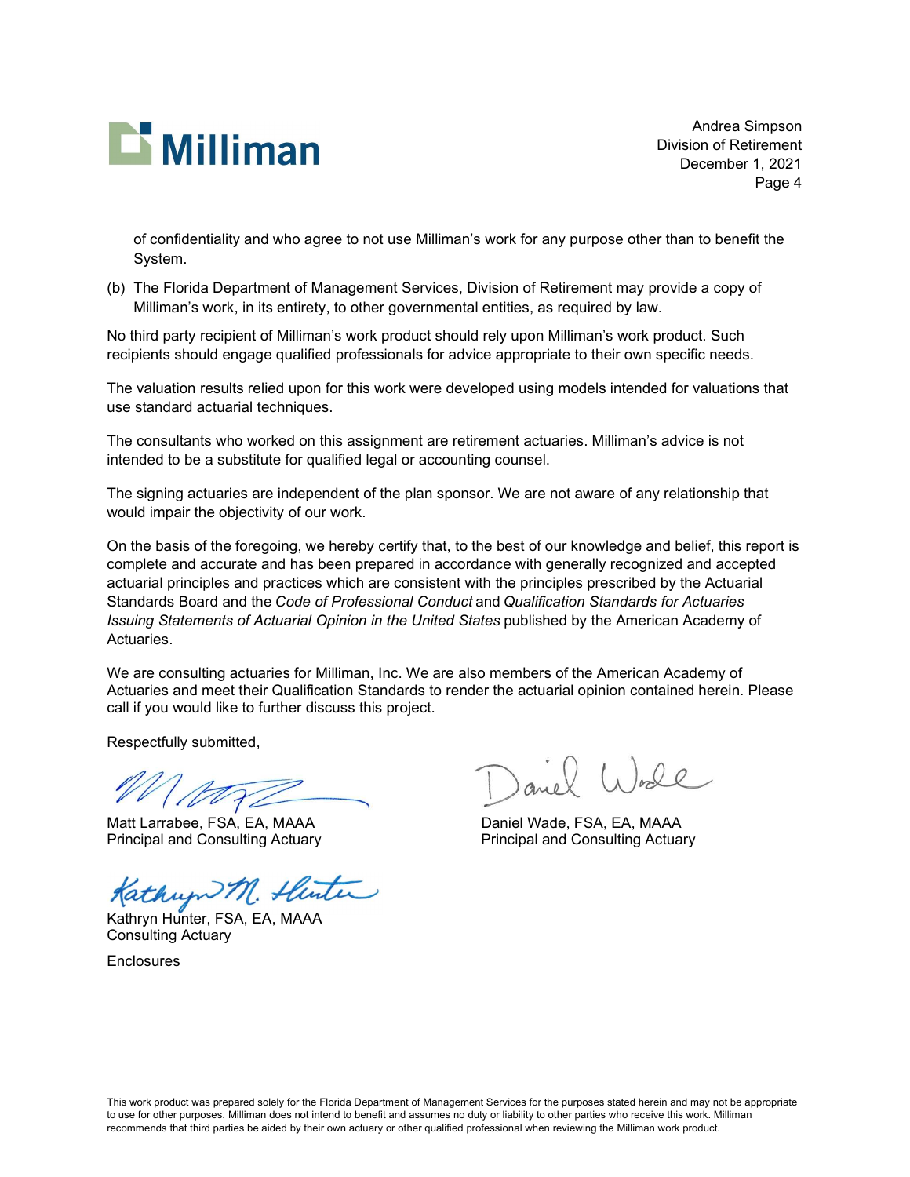of confidentiality and who agree to not use Milliman's work for any purpose other than to benefit the System.

(b) The Florida Department of Management Services, Division of Retirement may provide a copy of Milliman's work, in its entirety, to other governmental entities, as required by law.

No third party recipient of Milliman's work product should rely upon Milliman's work product. Such recipients should engage qualified professionals for advice appropriate to their own specific needs.

The valuation results relied upon for this work were developed using models intended for valuations that use standard actuarial techniques.

The consultants who worked on this assignment are retirement actuaries. Milliman's advice is not intended to be a substitute for qualified legal or accounting counsel.

The signing actuaries are independent of the plan sponsor. We are not aware of any relationship that would impair the objectivity of our work.

On the basis of the foregoing, we hereby certify that, to the best of our knowledge and belief, this report is complete and accurate and has been prepared in accordance with generally recognized and accepted actuarial principles and practices which are consistent with the principles prescribed by the Actuarial Standards Board and the *Code of Professional Conduct* and *Qualification Standards for Actuaries Issuing Statements of Actuarial Opinion in the United States* published by the American Academy of Actuaries.

We are consulting actuaries for Milliman, Inc. We are also members of the American Academy of Actuaries and meet their Qualification Standards to render the actuarial opinion contained herein. Please call if you would like to further discuss this project.

Respectfully submitted,

Matt Larrabee, FSA, EA, MAAA
Principal and Consulting Actuary

Daniel Wade, FSA, EA, MAAA
Principal and Consulting Actuary

Kathryn Hunter, FSA, EA, MAAA
Consulting Actuary

Enclosures

This work product was prepared solely for the Florida Department of Management Services for the purposes stated herein and may not be appropriate to use for other purposes. Milliman does not intend to benefit and assumes no duty or liability to other parties who receive this work. Milliman recommends that third parties be aided by their own actuary or other qualified professional when reviewing the Milliman work product.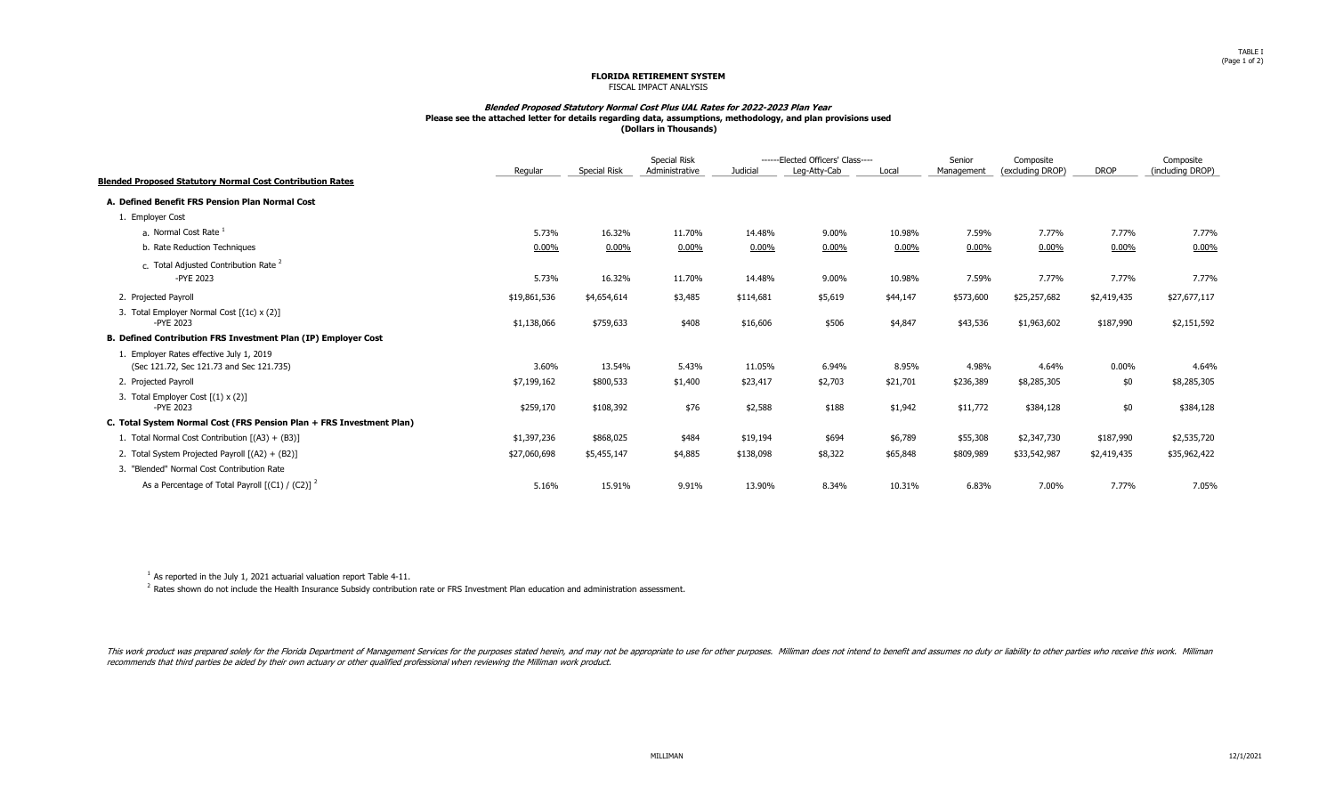**FLORIDA RETIREMENT SYSTEM**
FISCAL IMPACT ANALYSIS

***Blended Proposed Statutory Normal Cost Plus UAL Rates for 2022-2023 Plan Year***
**Please see the attached letter for details regarding data, assumptions, methodology, and plan provisions used**
**(Dollars in Thousands)**

| **Blended Proposed Statutory Normal Cost Contribution Rates** | Regular | Special Risk | Special Risk Administrative | Elected Officers' Class: Judicial | Elected Officers' Class: Leg-Atty-Cab | Elected Officers' Class: Local | Senior Management | Composite (excluding DROP) | DROP | Composite (including DROP) |
|---|---|---|---|---|---|---|---|---|---|---|
| **A. Defined Benefit FRS Pension Plan Normal Cost** | | | | | | | | | | |
| 1. Employer Cost | | | | | | | | | | |
| a. Normal Cost Rate [1] | 5.73% | 16.32% | 11.70% | 14.48% | 9.00% | 10.98% | 7.59% | 7.77% | 7.77% | 7.77% |
| b. Rate Reduction Techniques | 0.00% | 0.00% | 0.00% | 0.00% | 0.00% | 0.00% | 0.00% | 0.00% | 0.00% | 0.00% |
| c. Total Adjusted Contribution Rate [2] -PYE 2023 | 5.73% | 16.32% | 11.70% | 14.48% | 9.00% | 10.98% | 7.59% | 7.77% | 7.77% | 7.77% |
| 2. Projected Payroll | $19,861,536 | $4,654,614 | $3,485 | $114,681 | $5,619 | $44,147 | $573,600 | $25,257,682 | $2,419,435 | $27,677,117 |
| 3. Total Employer Normal Cost [(1c) x (2)] -PYE 2023 | $1,138,066 | $759,633 | $408 | $16,606 | $506 | $4,847 | $43,536 | $1,963,602 | $187,990 | $2,151,592 |
| **B. Defined Contribution FRS Investment Plan (IP) Employer Cost** | | | | | | | | | | |
| 1. Employer Rates effective July 1, 2019 (Sec 121.72, Sec 121.73 and Sec 121.735) | 3.60% | 13.54% | 5.43% | 11.05% | 6.94% | 8.95% | 4.98% | 4.64% | 0.00% | 4.64% |
| 2. Projected Payroll | $7,199,162 | $800,533 | $1,400 | $23,417 | $2,703 | $21,701 | $236,389 | $8,285,305 | $0 | $8,285,305 |
| 3. Total Employer Cost [(1) x (2)] -PYE 2023 | $259,170 | $108,392 | $76 | $2,588 | $188 | $1,942 | $11,772 | $384,128 | $0 | $384,128 |
| **C. Total System Normal Cost (FRS Pension Plan + FRS Investment Plan)** | | | | | | | | | | |
| 1. Total Normal Cost Contribution [(A3) + (B3)] | $1,397,236 | $868,025 | $484 | $19,194 | $694 | $6,789 | $55,308 | $2,347,730 | $187,990 | $2,535,720 |
| 2. Total System Projected Payroll [(A2) + (B2)] | $27,060,698 | $5,455,147 | $4,885 | $138,098 | $8,322 | $65,848 | $809,989 | $33,542,987 | $2,419,435 | $35,962,422 |
| 3. "Blended" Normal Cost Contribution Rate As a Percentage of Total Payroll [(C1) / (C2)] [2] | 5.16% | 15.91% | 9.91% | 13.90% | 8.34% | 10.31% | 6.83% | 7.00% | 7.77% | 7.05% |

[1] As reported in the July 1, 2021 actuarial valuation report Table 4-11.

[2] Rates shown do not include the Health Insurance Subsidy contribution rate or FRS Investment Plan education and administration assessment.

*This work product was prepared solely for the Florida Department of Management Services for the purposes stated herein, and may not be appropriate to use for other purposes. Milliman does not intend to benefit and assumes no duty or liability to other parties who receive this work. Milliman recommends that third parties be aided by their own actuary or other qualified professional when reviewing the Milliman work product.*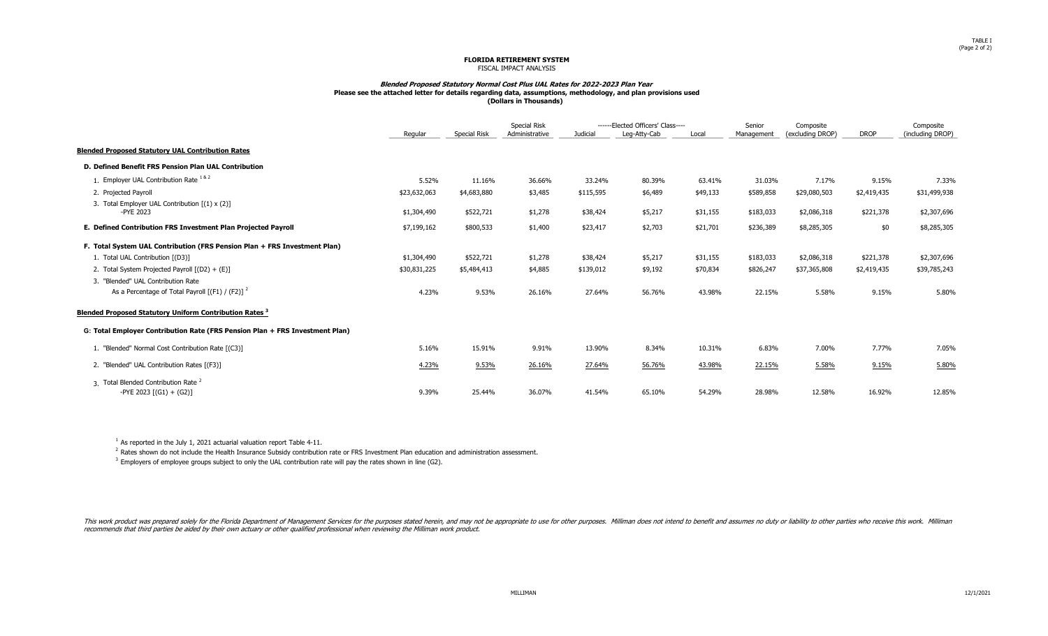TABLE I
(Page 2 of 2)

**FLORIDA RETIREMENT SYSTEM**
FISCAL IMPACT ANALYSIS

***Blended Proposed Statutory Normal Cost Plus UAL Rates for 2022-2023 Plan Year***
**Please see the attached letter for details regarding data, assumptions, methodology, and plan provisions used**
**(Dollars in Thousands)**

| | | | | ------Elected Officers' Class---- | | | | | | |
|---|---|---|---|---|---|---|---|---|---|---|
| | Regular | Special Risk | Special Risk Administrative | Judicial | Leg-Atty-Cab | Local | Senior Management | Composite (excluding DROP) | DROP | Composite (including DROP) |
| **Blended Proposed Statutory UAL Contribution Rates** | | | | | | | | | | |
| **D. Defined Benefit FRS Pension Plan UAL Contribution** | | | | | | | | | | |
| 1. Employer UAL Contribution Rate [1 & 2] | 5.52% | 11.16% | 36.66% | 33.24% | 80.39% | 63.41% | 31.03% | 7.17% | 9.15% | 7.33% |
| 2. Projected Payroll | $23,632,063 | $4,683,880 | $3,485 | $115,595 | $6,489 | $49,133 | $589,858 | $29,080,503 | $2,419,435 | $31,499,938 |
| 3. Total Employer UAL Contribution [(1) x (2)] -PYE 2023 | $1,304,490 | $522,721 | $1,278 | $38,424 | $5,217 | $31,155 | $183,033 | $2,086,318 | $221,378 | $2,307,696 |
| **E. Defined Contribution FRS Investment Plan Projected Payroll** | $7,199,162 | $800,533 | $1,400 | $23,417 | $2,703 | $21,701 | $236,389 | $8,285,305 | $0 | $8,285,305 |
| **F. Total System UAL Contribution (FRS Pension Plan + FRS Investment Plan)** | | | | | | | | | | |
| 1. Total UAL Contribution [(D3)] | $1,304,490 | $522,721 | $1,278 | $38,424 | $5,217 | $31,155 | $183,033 | $2,086,318 | $221,378 | $2,307,696 |
| 2. Total System Projected Payroll [(D2) + (E)] | $30,831,225 | $5,484,413 | $4,885 | $139,012 | $9,192 | $70,834 | $826,247 | $37,365,808 | $2,419,435 | $39,785,243 |
| 3. "Blended" UAL Contribution Rate As a Percentage of Total Payroll [(F1) / (F2)] [2] | 4.23% | 9.53% | 26.16% | 27.64% | 56.76% | 43.98% | 22.15% | 5.58% | 9.15% | 5.80% |
| **Blended Proposed Statutory Uniform Contribution Rates [3]** | | | | | | | | | | |
| **G: Total Employer Contribution Rate (FRS Pension Plan + FRS Investment Plan)** | | | | | | | | | | |
| 1. "Blended" Normal Cost Contribution Rate [(C3)] | 5.16% | 15.91% | 9.91% | 13.90% | 8.34% | 10.31% | 6.83% | 7.00% | 7.77% | 7.05% |
| 2. "Blended" UAL Contribution Rates [(F3)] | 4.23% | 9.53% | 26.16% | 27.64% | 56.76% | 43.98% | 22.15% | 5.58% | 9.15% | 5.80% |
| 3. Total Blended Contribution Rate [2] -PYE 2023 [(G1) + (G2)] | 9.39% | 25.44% | 36.07% | 41.54% | 65.10% | 54.29% | 28.98% | 12.58% | 16.92% | 12.85% |

[1] As reported in the July 1, 2021 actuarial valuation report Table 4-11.

[2] Rates shown do not include the Health Insurance Subsidy contribution rate or FRS Investment Plan education and administration assessment.

[3] Employers of employee groups subject to only the UAL contribution rate will pay the rates shown in line (G2).

*This work product was prepared solely for the Florida Department of Management Services for the purposes stated herein, and may not be appropriate to use for other purposes. Milliman does not intend to benefit and assumes no duty or liability to other parties who receive this work. Milliman recommends that third parties be aided by their own actuary or other qualified professional when reviewing the Milliman work product.*

MILLIMAN

12/1/2021